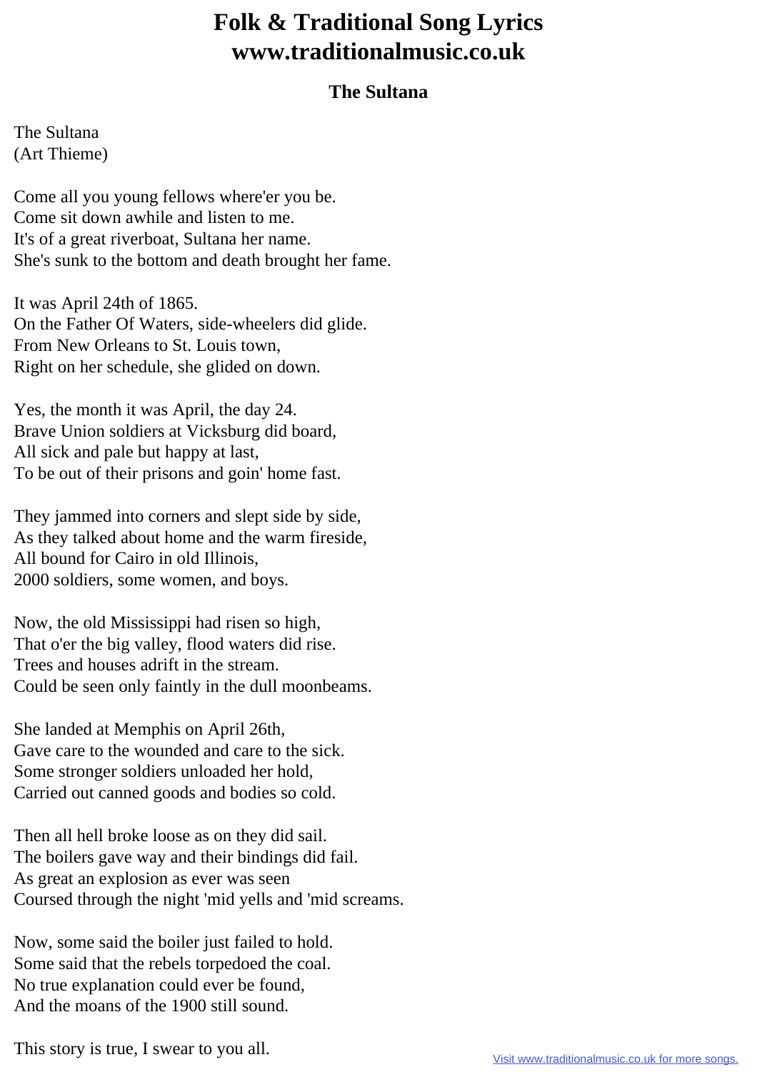# Folk & Traditional Song Lyrics www.traditionalmusic.co.uk

### The Sultana

The Sultana
(Art Thieme)

Come all you young fellows where'er you be.
Come sit down awhile and listen to me.
It's of a great riverboat, Sultana her name.
She's sunk to the bottom and death brought her fame.

It was April 24th of 1865.
On the Father Of Waters, side-wheelers did glide.
From New Orleans to St. Louis town,
Right on her schedule, she glided on down.

Yes, the month it was April, the day 24.
Brave Union soldiers at Vicksburg did board,
All sick and pale but happy at last,
To be out of their prisons and goin' home fast.

They jammed into corners and slept side by side,
As they talked about home and the warm fireside,
All bound for Cairo in old Illinois,
2000 soldiers, some women, and boys.

Now, the old Mississippi had risen so high,
That o'er the big valley, flood waters did rise.
Trees and houses adrift in the stream.
Could be seen only faintly in the dull moonbeams.

She landed at Memphis on April 26th,
Gave care to the wounded and care to the sick.
Some stronger soldiers unloaded her hold,
Carried out canned goods and bodies so cold.

Then all hell broke loose as on they did sail.
The boilers gave way and their bindings did fail.
As great an explosion as ever was seen
Coursed through the night 'mid yells and 'mid screams.

Now, some said the boiler just failed to hold.
Some said that the rebels torpedoed the coal.
No true explanation could ever be found,
And the moans of the 1900 still sound.

This story is true, I swear to you all.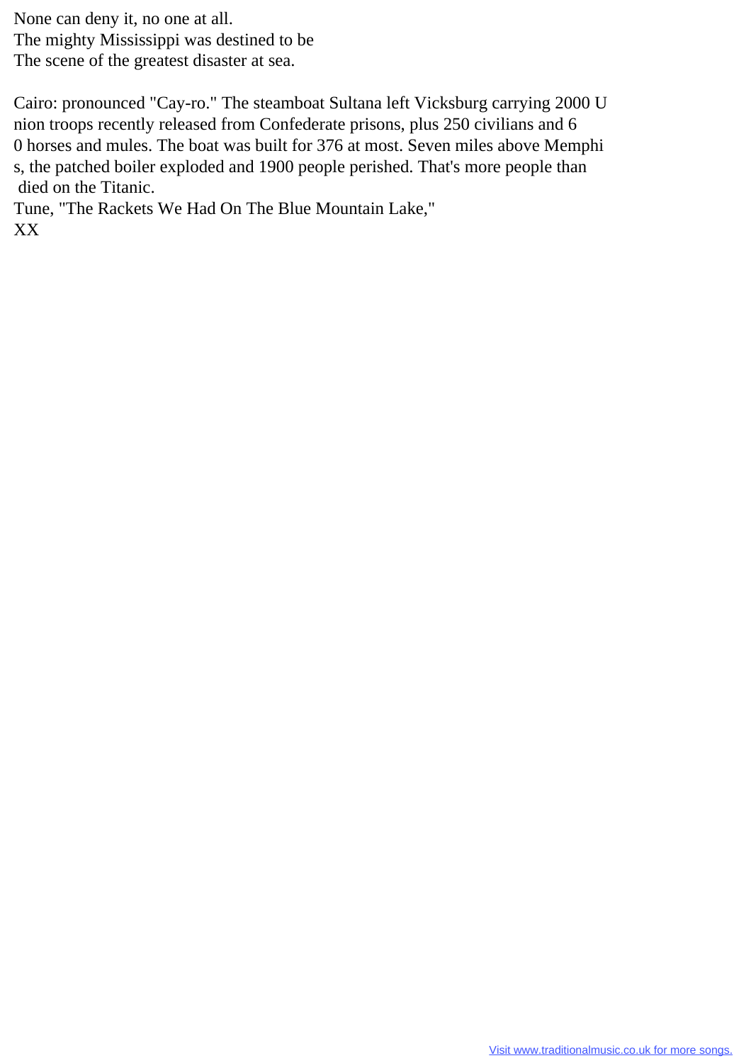None can deny it, no one at all.
The mighty Mississippi was destined to be
The scene of the greatest disaster at sea.

Cairo: pronounced "Cay-ro." The steamboat Sultana left Vicksburg carrying 2000 Union troops recently released from Confederate prisons, plus 250 civilians and 60 horses and mules. The boat was built for 376 at most. Seven miles above Memphis, the patched boiler exploded and 1900 people perished. That's more people than died on the Titanic.
Tune, "The Rackets We Had On The Blue Mountain Lake,"
XX